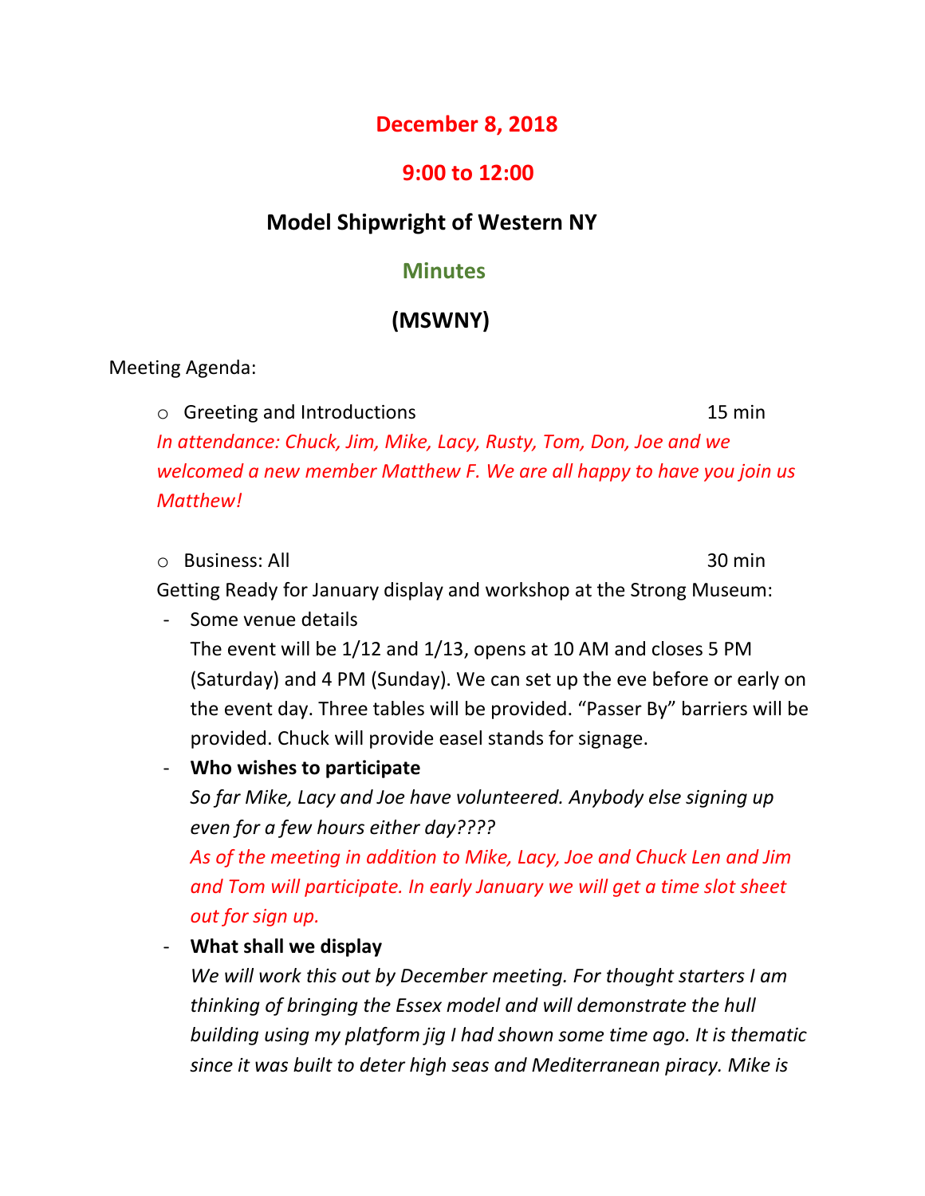# December 8, 2018

## 9:00 to 12:00

## Model Shipwright of Western NY

## Minutes

## (MSWNY)

Meeting Agenda:

- Greeting and Introductions 15 min

*In attendance: Chuck, Jim, Mike, Lacy, Rusty, Tom, Don, Joe and we welcomed a new member Matthew F. We are all happy to have you join us Matthew!*

- Business: All 30 min

Getting Ready for January display and workshop at the Strong Museum:

- Some venue details

  The event will be 1/12 and 1/13, opens at 10 AM and closes 5 PM (Saturday) and 4 PM (Sunday). We can set up the eve before or early on the event day. Three tables will be provided. "Passer By" barriers will be provided. Chuck will provide easel stands for signage.

- **Who wishes to participate**

  *So far Mike, Lacy and Joe have volunteered. Anybody else signing up even for a few hours either day????*

  *As of the meeting in addition to Mike, Lacy, Joe and Chuck Len and Jim and Tom will participate. In early January we will get a time slot sheet out for sign up.*

- **What shall we display**

  *We will work this out by December meeting. For thought starters I am thinking of bringing the Essex model and will demonstrate the hull building using my platform jig I had shown some time ago. It is thematic since it was built to deter high seas and Mediterranean piracy. Mike is*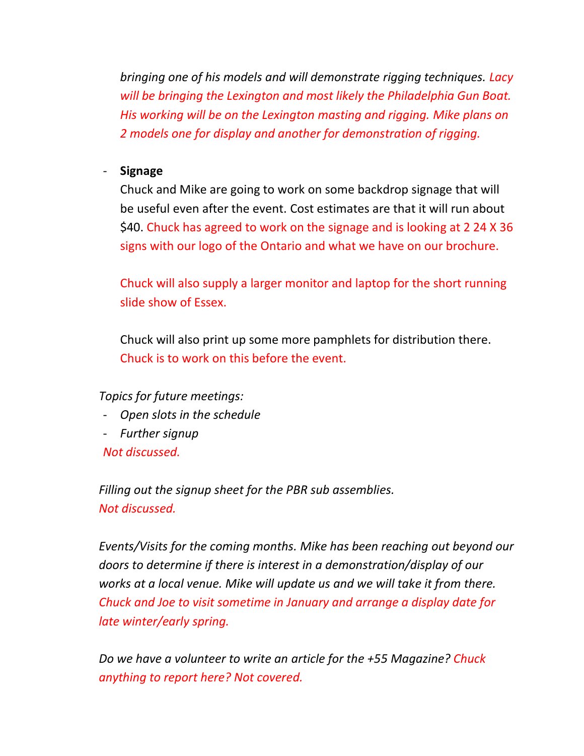*bringing one of his models and will demonstrate rigging techniques.* *Lacy will be bringing the Lexington and most likely the Philadelphia Gun Boat. His working will be on the Lexington masting and rigging. Mike plans on 2 models one for display and another for demonstration of rigging.*

- **Signage**

  Chuck and Mike are going to work on some backdrop signage that will be useful even after the event. Cost estimates are that it will run about $40. Chuck has agreed to work on the signage and is looking at 2 24 X 36 signs with our logo of the Ontario and what we have on our brochure.

  Chuck will also supply a larger monitor and laptop for the short running slide show of Essex.

  Chuck will also print up some more pamphlets for distribution there. Chuck is to work on this before the event.

*Topics for future meetings:*

- *Open slots in the schedule*
- *Further signup*

*Not discussed.*

*Filling out the signup sheet for the PBR sub assemblies.*
*Not discussed.*

*Events/Visits for the coming months. Mike has been reaching out beyond our doors to determine if there is interest in a demonstration/display of our works at a local venue. Mike will update us and we will take it from there.* *Chuck and Joe to visit sometime in January and arrange a display date for late winter/early spring.*

*Do we have a volunteer to write an article for the +55 Magazine?* *Chuck anything to report here? Not covered.*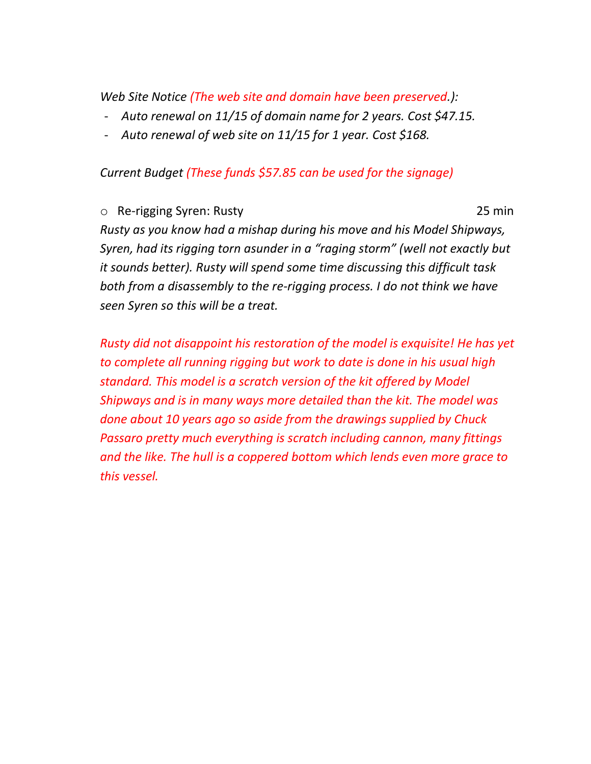*Web Site Notice (The web site and domain have been preserved.):*

- *Auto renewal on 11/15 of domain name for 2 years. Cost $47.15.*
- *Auto renewal of web site on 11/15 for 1 year. Cost $168.*

*Current Budget (These funds $57.85 can be used for the signage)*

- Re-rigging Syren: Rusty — 25 min

*Rusty as you know had a mishap during his move and his Model Shipways, Syren, had its rigging torn asunder in a "raging storm" (well not exactly but it sounds better). Rusty will spend some time discussing this difficult task both from a disassembly to the re-rigging process. I do not think we have seen Syren so this will be a treat.*

*Rusty did not disappoint his restoration of the model is exquisite! He has yet to complete all running rigging but work to date is done in his usual high standard. This model is a scratch version of the kit offered by Model Shipways and is in many ways more detailed than the kit. The model was done about 10 years ago so aside from the drawings supplied by Chuck Passaro pretty much everything is scratch including cannon, many fittings and the like. The hull is a coppered bottom which lends even more grace to this vessel.*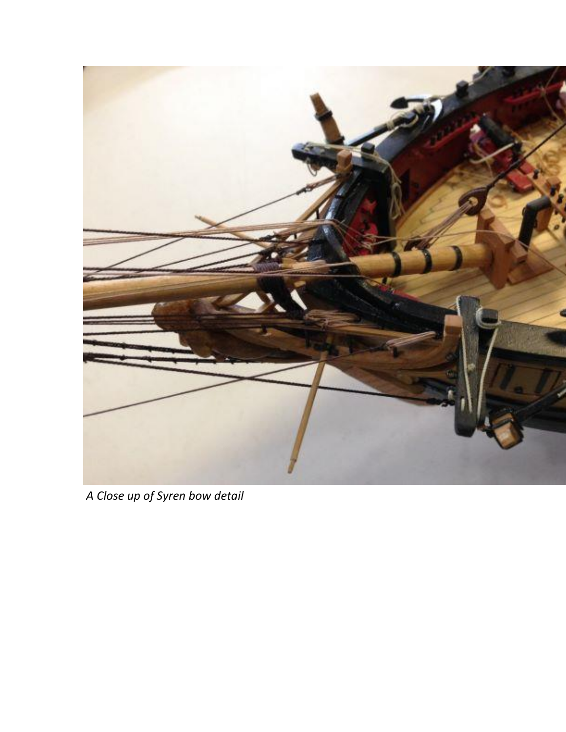*A Close up of Syren bow detail*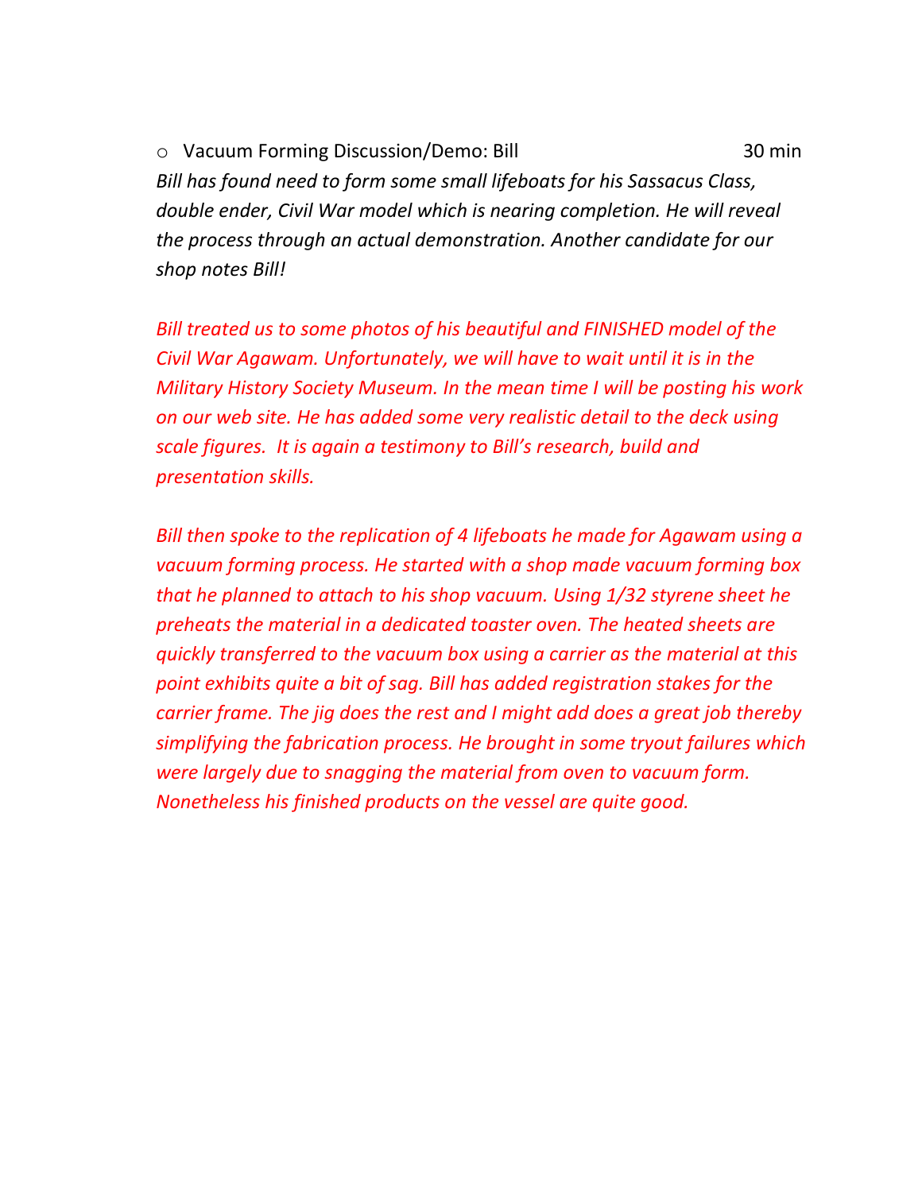- Vacuum Forming Discussion/Demo: Bill 30 min

*Bill has found need to form some small lifeboats for his Sassacus Class, double ender, Civil War model which is nearing completion. He will reveal the process through an actual demonstration. Another candidate for our shop notes Bill!*

*Bill treated us to some photos of his beautiful and FINISHED model of the Civil War Agawam. Unfortunately, we will have to wait until it is in the Military History Society Museum. In the mean time I will be posting his work on our web site. He has added some very realistic detail to the deck using scale figures. It is again a testimony to Bill's research, build and presentation skills.*

*Bill then spoke to the replication of 4 lifeboats he made for Agawam using a vacuum forming process. He started with a shop made vacuum forming box that he planned to attach to his shop vacuum. Using 1/32 styrene sheet he preheats the material in a dedicated toaster oven. The heated sheets are quickly transferred to the vacuum box using a carrier as the material at this point exhibits quite a bit of sag. Bill has added registration stakes for the carrier frame. The jig does the rest and I might add does a great job thereby simplifying the fabrication process. He brought in some tryout failures which were largely due to snagging the material from oven to vacuum form. Nonetheless his finished products on the vessel are quite good.*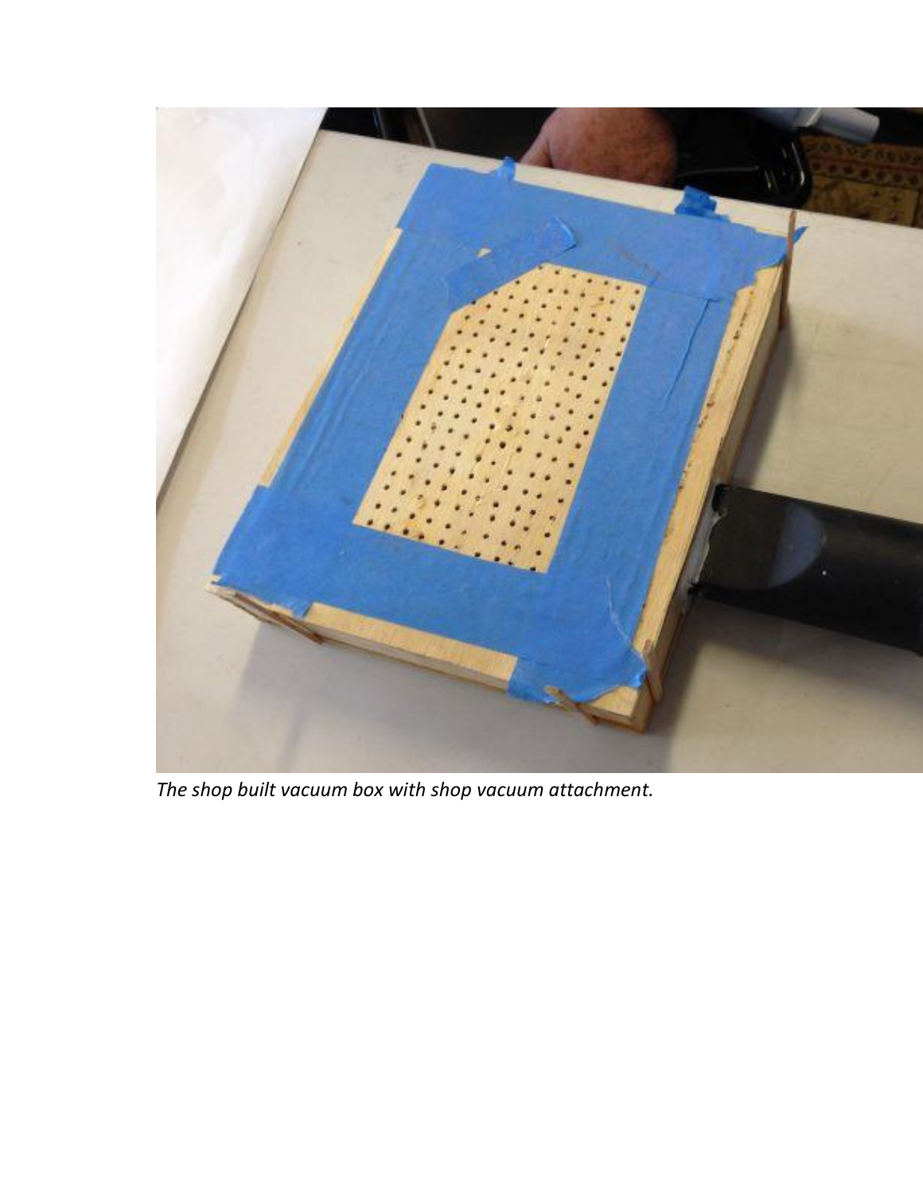*The shop built vacuum box with shop vacuum attachment.*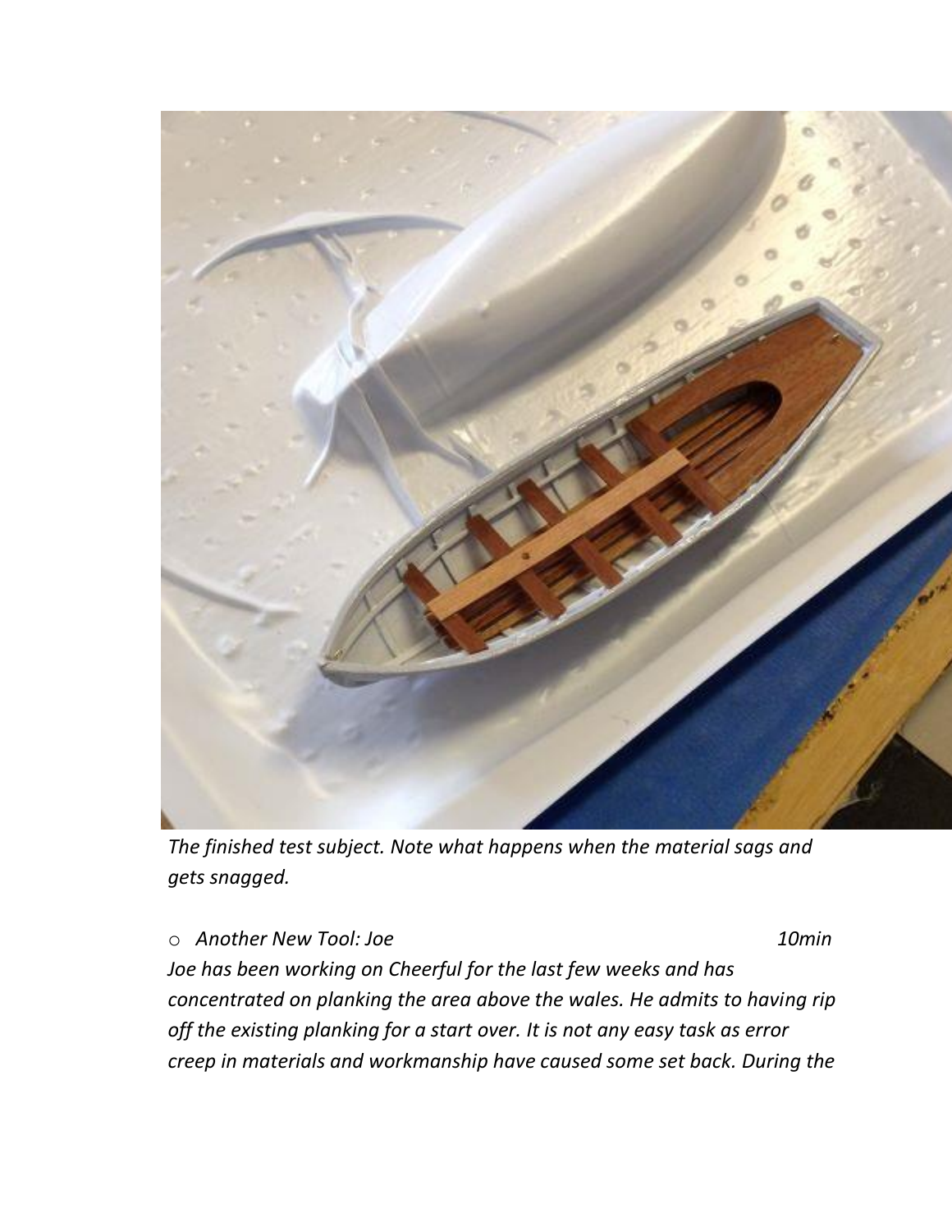*The finished test subject. Note what happens when the material sags and gets snagged.*

- *Another New Tool: Joe* *10min*

*Joe has been working on Cheerful for the last few weeks and has concentrated on planking the area above the wales. He admits to having rip off the existing planking for a start over. It is not any easy task as error creep in materials and workmanship have caused some set back. During the*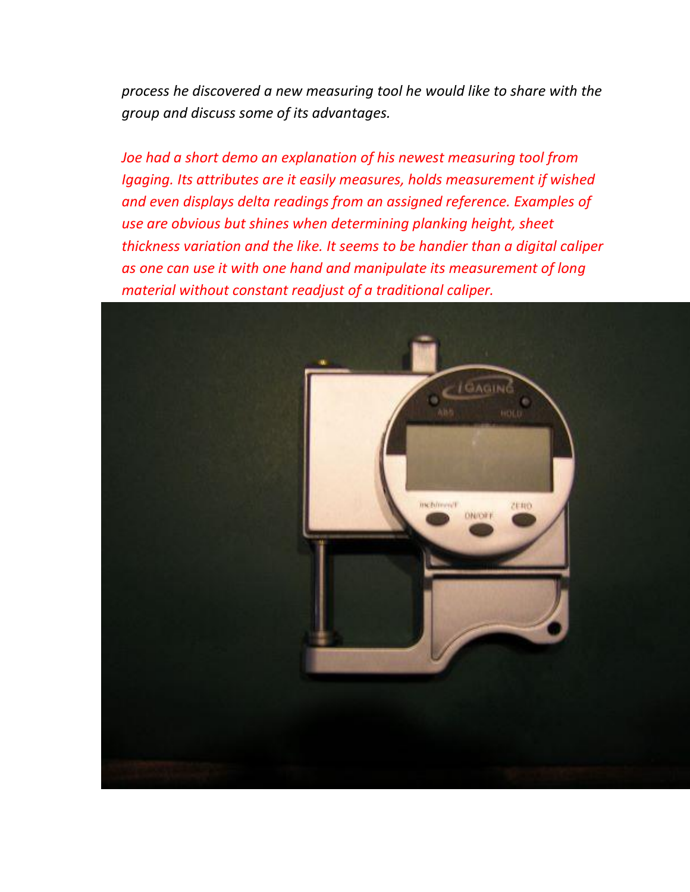*process he discovered a new measuring tool he would like to share with the group and discuss some of its advantages.*

*Joe had a short demo an explanation of his newest measuring tool from Igaging. Its attributes are it easily measures, holds measurement if wished and even displays delta readings from an assigned reference. Examples of use are obvious but shines when determining planking height, sheet thickness variation and the like. It seems to be handier than a digital caliper as one can use it with one hand and manipulate its measurement of long material without constant readjust of a traditional caliper.*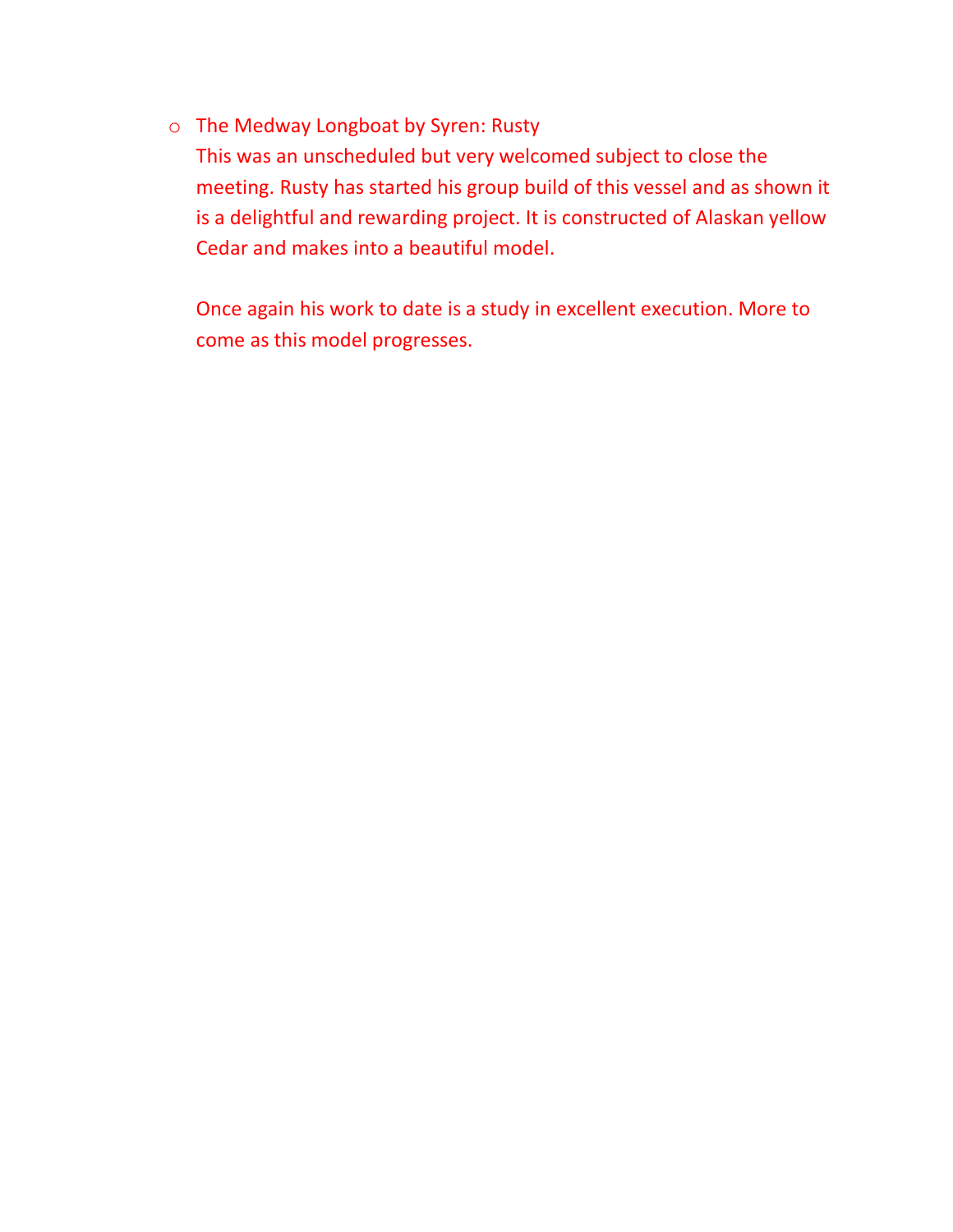- The Medway Longboat by Syren: Rusty

  This was an unscheduled but very welcomed subject to close the meeting. Rusty has started his group build of this vessel and as shown it is a delightful and rewarding project. It is constructed of Alaskan yellow Cedar and makes into a beautiful model.

  Once again his work to date is a study in excellent execution. More to come as this model progresses.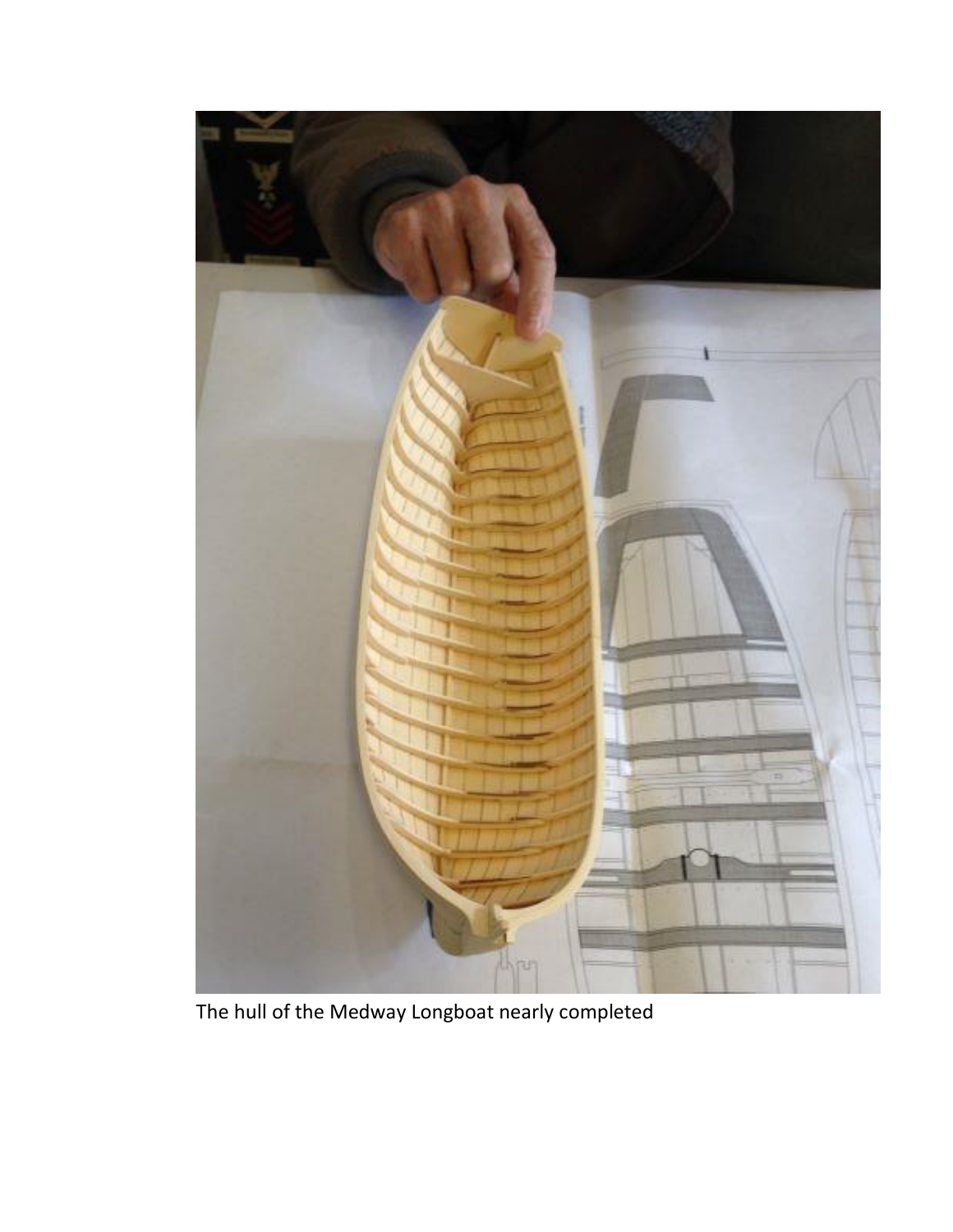The hull of the Medway Longboat nearly completed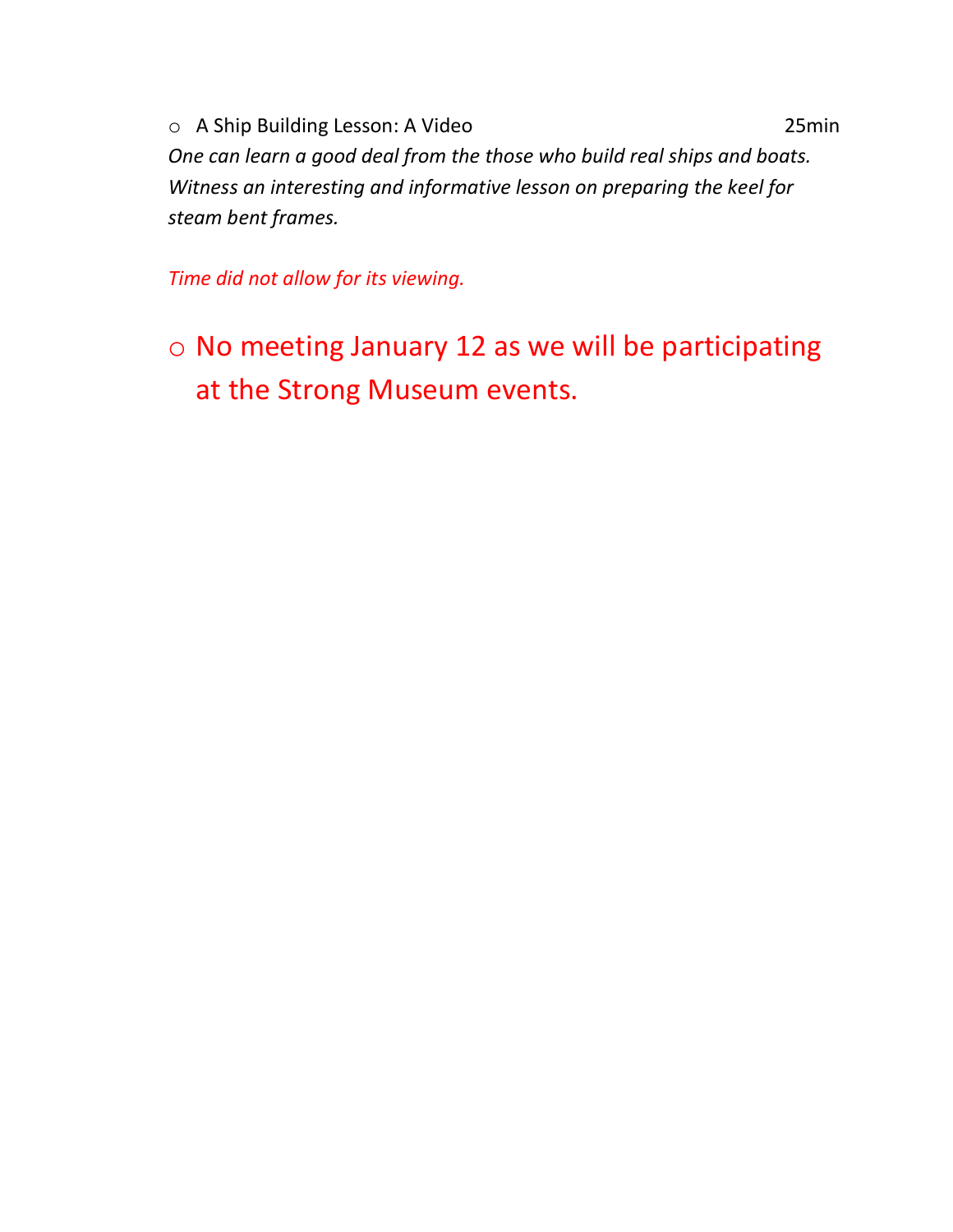- A Ship Building Lesson: A Video 25min

*One can learn a good deal from the those who build real ships and boats. Witness an interesting and informative lesson on preparing the keel for steam bent frames.*

*Time did not allow for its viewing.*

- No meeting January 12 as we will be participating at the Strong Museum events.